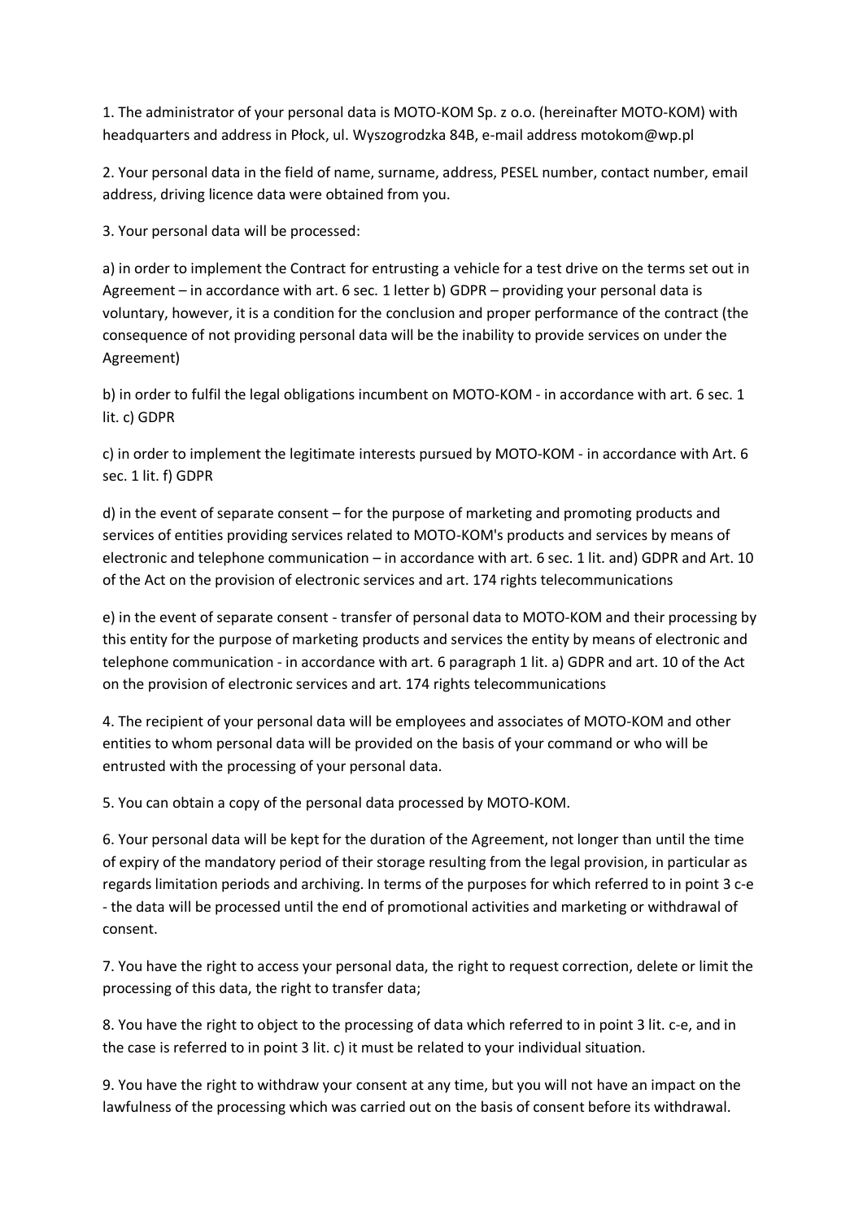1. The administrator of your personal data is MOTO-KOM Sp. z o.o. (hereinafter MOTO-KOM) with headquarters and address in Płock, ul. Wyszogrodzka 84B, e-mail address motokom@wp.pl

2. Your personal data in the field of name, surname, address, PESEL number, contact number, email address, driving licence data were obtained from you.

3. Your personal data will be processed:

a) in order to implement the Contract for entrusting a vehicle for a test drive on the terms set out in Agreement – in accordance with art. 6 sec. 1 letter b) GDPR – providing your personal data is voluntary, however, it is a condition for the conclusion and proper performance of the contract (the consequence of not providing personal data will be the inability to provide services on under the Agreement)

b) in order to fulfil the legal obligations incumbent on MOTO-KOM - in accordance with art. 6 sec. 1 lit. c) GDPR

c) in order to implement the legitimate interests pursued by MOTO-KOM - in accordance with Art. 6 sec. 1 lit. f) GDPR

d) in the event of separate consent – for the purpose of marketing and promoting products and services of entities providing services related to MOTO-KOM's products and services by means of electronic and telephone communication – in accordance with art. 6 sec. 1 lit. and) GDPR and Art. 10 of the Act on the provision of electronic services and art. 174 rights telecommunications

e) in the event of separate consent - transfer of personal data to MOTO-KOM and their processing by this entity for the purpose of marketing products and services the entity by means of electronic and telephone communication - in accordance with art. 6 paragraph 1 lit. a) GDPR and art. 10 of the Act on the provision of electronic services and art. 174 rights telecommunications

4. The recipient of your personal data will be employees and associates of MOTO-KOM and other entities to whom personal data will be provided on the basis of your command or who will be entrusted with the processing of your personal data.

5. You can obtain a copy of the personal data processed by MOTO-KOM.

6. Your personal data will be kept for the duration of the Agreement, not longer than until the time of expiry of the mandatory period of their storage resulting from the legal provision, in particular as regards limitation periods and archiving. In terms of the purposes for which referred to in point 3 c-e - the data will be processed until the end of promotional activities and marketing or withdrawal of consent.

7. You have the right to access your personal data, the right to request correction, delete or limit the processing of this data, the right to transfer data;

8. You have the right to object to the processing of data which referred to in point 3 lit. c-e, and in the case is referred to in point 3 lit. c) it must be related to your individual situation.

9. You have the right to withdraw your consent at any time, but you will not have an impact on the lawfulness of the processing which was carried out on the basis of consent before its withdrawal.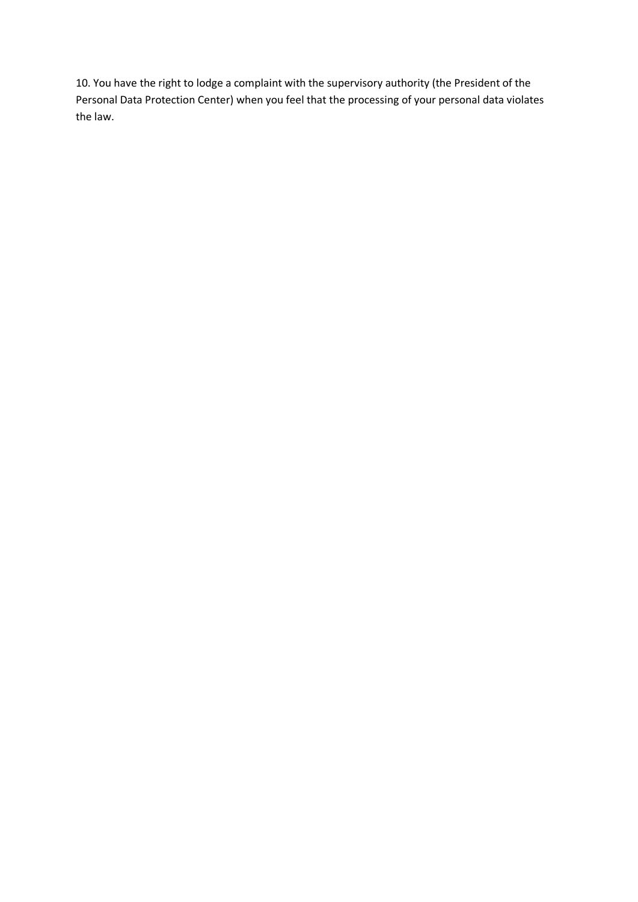10. You have the right to lodge a complaint with the supervisory authority (the President of the Personal Data Protection Center) when you feel that the processing of your personal data violates the law.